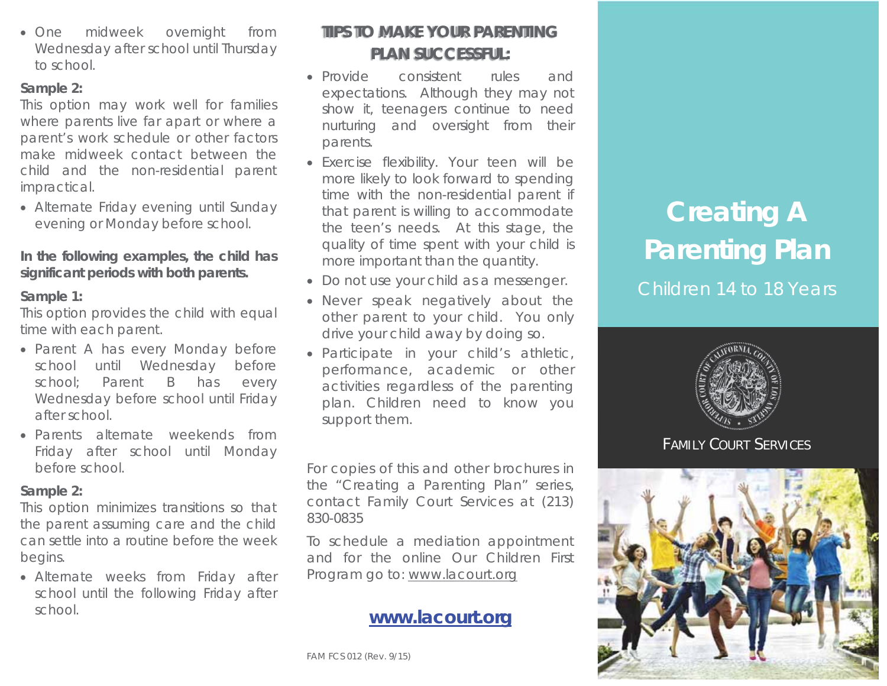- One midweek overnight from Wednesday after school until Thursday to school.

**Sample 2:**
This option may work well for families where parents live far apart or where a parent's work schedule or other factors make midweek contact between the child and the non-residential parent impractical.

- Alternate Friday evening until Sunday evening or Monday before school.

**In the following examples, the child has significant periods with both parents.**

**Sample 1:**
This option provides the child with equal time with each parent.

- Parent A has every Monday before school until Wednesday before school; Parent B has every Wednesday before school until Friday after school.
- Parents alternate weekends from Friday after school until Monday before school.

**Sample 2:**
This option minimizes transitions so that the parent assuming care and the child can settle into a routine before the week begins.

- Alternate weeks from Friday after school until the following Friday after school.

## TIPS TO MAKE YOUR PARENTING PLAN SUCCESSFUL:

- Provide consistent rules and expectations. Although they may not show it, teenagers continue to need nurturing and oversight from their parents.
- Exercise flexibility. Your teen will be more likely to look forward to spending time with the non-residential parent if that parent is willing to accommodate the teen's needs. At this stage, the quality of time spent with your child is more important than the quantity.
- Do not use your child as a messenger.
- Never speak negatively about the other parent to your child. You only drive your child away by doing so.
- Participate in your child's athletic, performance, academic or other activities regardless of the parenting plan. Children need to know you support them.

For copies of this and other brochures in the "Creating a Parenting Plan" series, contact Family Court Services at (213) 830-0835

To schedule a mediation appointment and for the online Our Children First Program go to: www.lacourt.org

**www.lacourt.org**

FAM FCS 012 (Rev. 9/15)

# Creating A Parenting Plan

Children 14 to 18 Years

FAMILY COURT SERVICES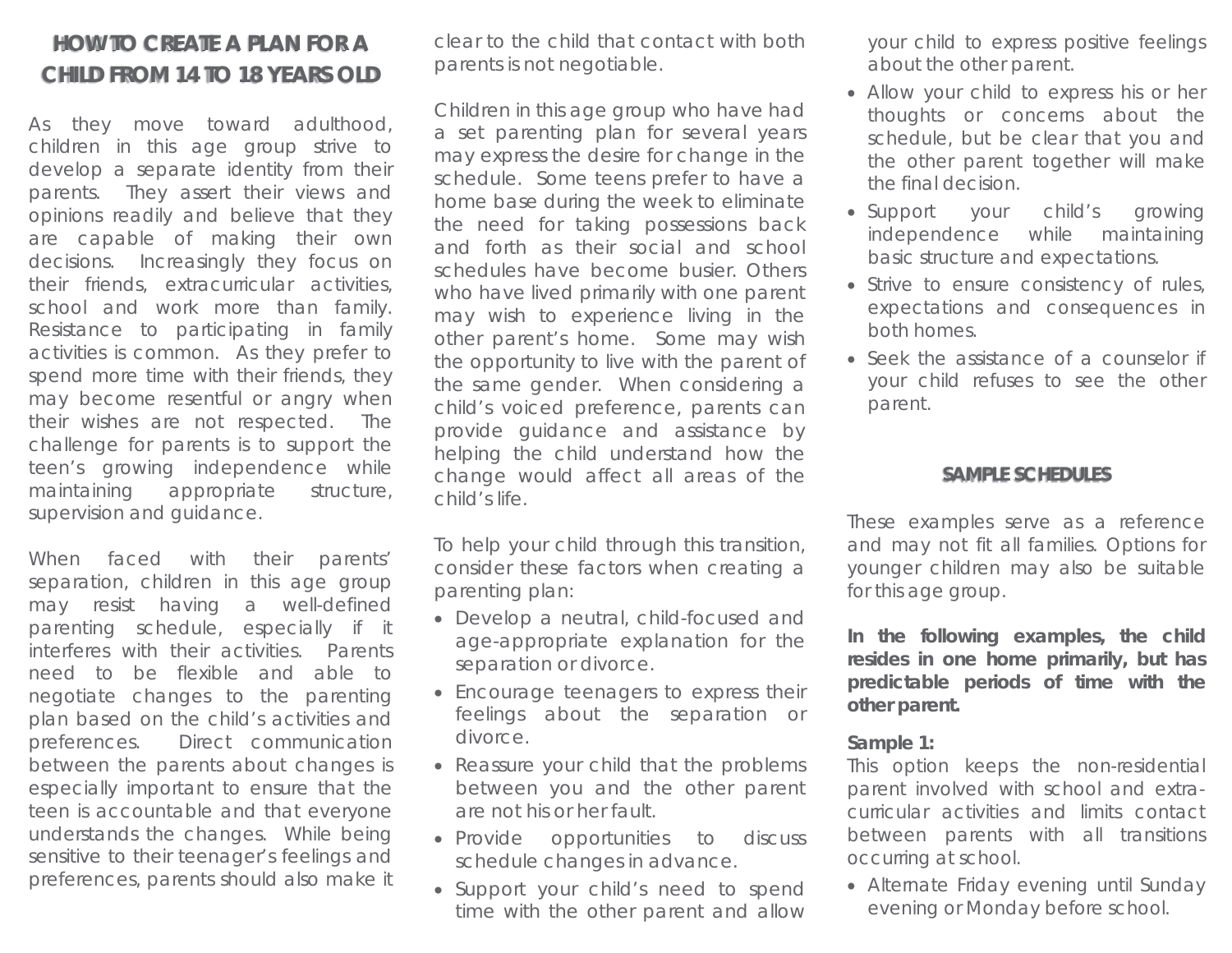## HOW TO CREATE A PLAN FOR A CHILD FROM 14 TO 18 YEARS OLD

As they move toward adulthood, children in this age group strive to develop a separate identity from their parents. They assert their views and opinions readily and believe that they are capable of making their own decisions. Increasingly they focus on their friends, extracurricular activities, school and work more than family. Resistance to participating in family activities is common. As they prefer to spend more time with their friends, they may become resentful or angry when their wishes are not respected. The challenge for parents is to support the teen's growing independence while maintaining appropriate structure, supervision and guidance.

When faced with their parents' separation, children in this age group may resist having a well-defined parenting schedule, especially if it interferes with their activities. Parents need to be flexible and able to negotiate changes to the parenting plan based on the child's activities and preferences. Direct communication between the parents about changes is especially important to ensure that the teen is accountable and that everyone understands the changes. While being sensitive to their teenager's feelings and preferences, parents should also make it clear to the child that contact with both parents is not negotiable.

Children in this age group who have had a set parenting plan for several years may express the desire for change in the schedule. Some teens prefer to have a home base during the week to eliminate the need for taking possessions back and forth as their social and school schedules have become busier. Others who have lived primarily with one parent may wish to experience living in the other parent's home. Some may wish the opportunity to live with the parent of the same gender. When considering a child's voiced preference, parents can provide guidance and assistance by helping the child understand how the change would affect all areas of the child's life.

To help your child through this transition, consider these factors when creating a parenting plan:

- Develop a neutral, child-focused and age-appropriate explanation for the separation or divorce.
- Encourage teenagers to express their feelings about the separation or divorce.
- Reassure your child that the problems between you and the other parent are not his or her fault.
- Provide opportunities to discuss schedule changes in advance.
- Support your child's need to spend time with the other parent and allow your child to express positive feelings about the other parent.
- Allow your child to express his or her thoughts or concerns about the schedule, but be clear that you and the other parent together will make the final decision.
- Support your child's growing independence while maintaining basic structure and expectations.
- Strive to ensure consistency of rules, expectations and consequences in both homes.
- Seek the assistance of a counselor if your child refuses to see the other parent.

### SAMPLE SCHEDULES

These examples serve as a reference and may not fit all families. Options for younger children may also be suitable for this age group.

**In the following examples, the child resides in one home primarily, but has predictable periods of time with the other parent.**

**Sample 1:**
This option keeps the non-residential parent involved with school and extra-curricular activities and limits contact between parents with all transitions occurring at school.

- Alternate Friday evening until Sunday evening or Monday before school.